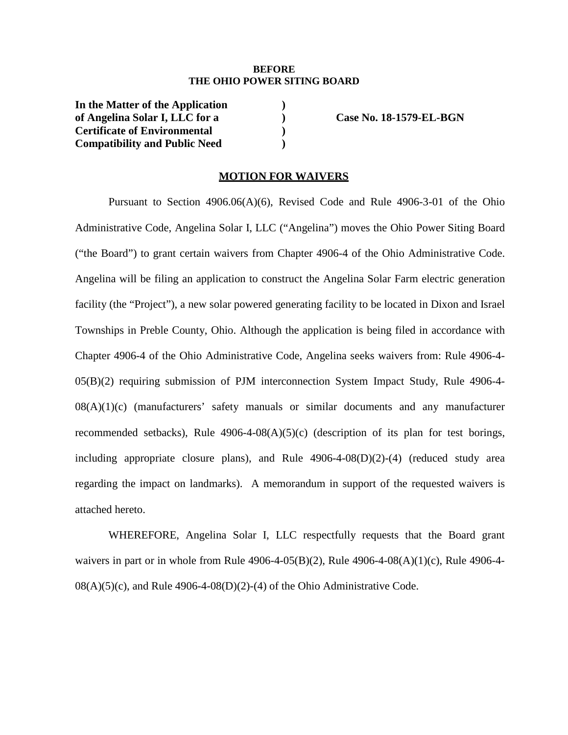**BEFORE**
**THE OHIO POWER SITING BOARD**

**In the Matter of the Application )**
**of Angelina Solar I, LLC for a ) Case No. 18-1579-EL-BGN**
**Certificate of Environmental )**
**Compatibility and Public Need )**

## MOTION FOR WAIVERS

Pursuant to Section 4906.06(A)(6), Revised Code and Rule 4906-3-01 of the Ohio Administrative Code, Angelina Solar I, LLC ("Angelina") moves the Ohio Power Siting Board ("the Board") to grant certain waivers from Chapter 4906-4 of the Ohio Administrative Code. Angelina will be filing an application to construct the Angelina Solar Farm electric generation facility (the "Project"), a new solar powered generating facility to be located in Dixon and Israel Townships in Preble County, Ohio. Although the application is being filed in accordance with Chapter 4906-4 of the Ohio Administrative Code, Angelina seeks waivers from: Rule 4906-4-05(B)(2) requiring submission of PJM interconnection System Impact Study, Rule 4906-4-08(A)(1)(c) (manufacturers' safety manuals or similar documents and any manufacturer recommended setbacks), Rule 4906-4-08(A)(5)(c) (description of its plan for test borings, including appropriate closure plans), and Rule 4906-4-08(D)(2)-(4) (reduced study area regarding the impact on landmarks). A memorandum in support of the requested waivers is attached hereto.

WHEREFORE, Angelina Solar I, LLC respectfully requests that the Board grant waivers in part or in whole from Rule 4906-4-05(B)(2), Rule 4906-4-08(A)(1)(c), Rule 4906-4-08(A)(5)(c), and Rule 4906-4-08(D)(2)-(4) of the Ohio Administrative Code.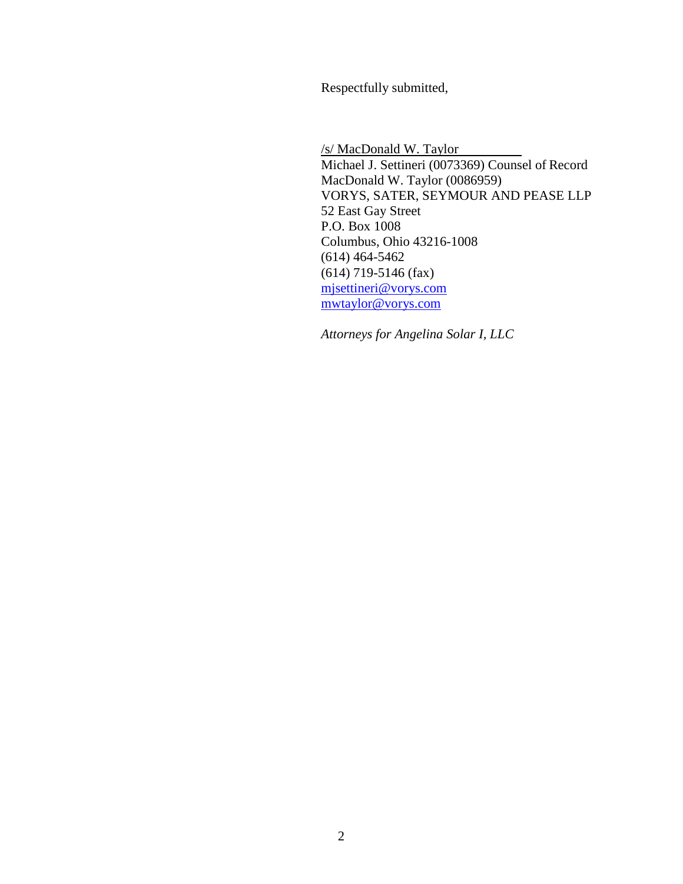Respectfully submitted,

/s/ MacDonald W. Taylor
Michael J. Settineri (0073369) Counsel of Record
MacDonald W. Taylor (0086959)
VORYS, SATER, SEYMOUR AND PEASE LLP
52 East Gay Street
P.O. Box 1008
Columbus, Ohio 43216-1008
(614) 464-5462
(614) 719-5146 (fax)
mjsettineri@vorys.com
mwtaylor@vorys.com

*Attorneys for Angelina Solar I, LLC*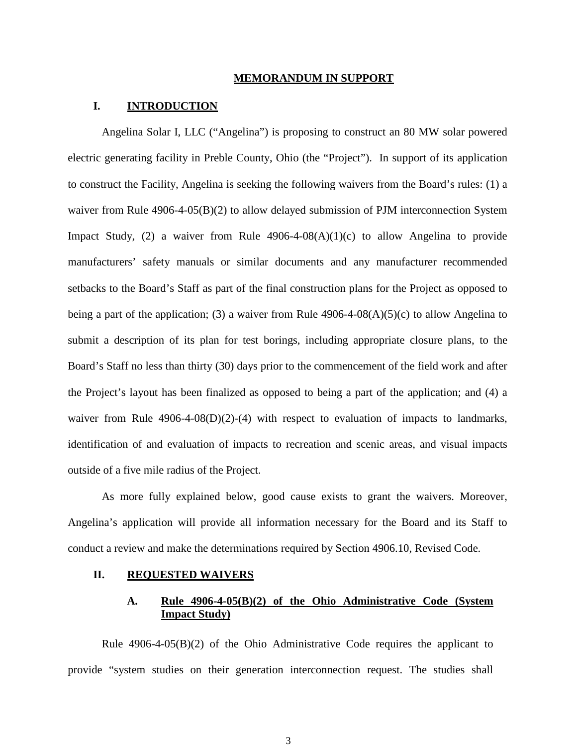## MEMORANDUM IN SUPPORT

### I. INTRODUCTION

Angelina Solar I, LLC ("Angelina") is proposing to construct an 80 MW solar powered electric generating facility in Preble County, Ohio (the "Project"). In support of its application to construct the Facility, Angelina is seeking the following waivers from the Board's rules: (1) a waiver from Rule 4906-4-05(B)(2) to allow delayed submission of PJM interconnection System Impact Study, (2) a waiver from Rule 4906-4-08(A)(1)(c) to allow Angelina to provide manufacturers' safety manuals or similar documents and any manufacturer recommended setbacks to the Board's Staff as part of the final construction plans for the Project as opposed to being a part of the application; (3) a waiver from Rule 4906-4-08(A)(5)(c) to allow Angelina to submit a description of its plan for test borings, including appropriate closure plans, to the Board's Staff no less than thirty (30) days prior to the commencement of the field work and after the Project's layout has been finalized as opposed to being a part of the application; and (4) a waiver from Rule 4906-4-08(D)(2)-(4) with respect to evaluation of impacts to landmarks, identification of and evaluation of impacts to recreation and scenic areas, and visual impacts outside of a five mile radius of the Project.

As more fully explained below, good cause exists to grant the waivers. Moreover, Angelina's application will provide all information necessary for the Board and its Staff to conduct a review and make the determinations required by Section 4906.10, Revised Code.

### II. REQUESTED WAIVERS

#### A. Rule 4906-4-05(B)(2) of the Ohio Administrative Code (System Impact Study)

Rule 4906-4-05(B)(2) of the Ohio Administrative Code requires the applicant to provide "system studies on their generation interconnection request. The studies shall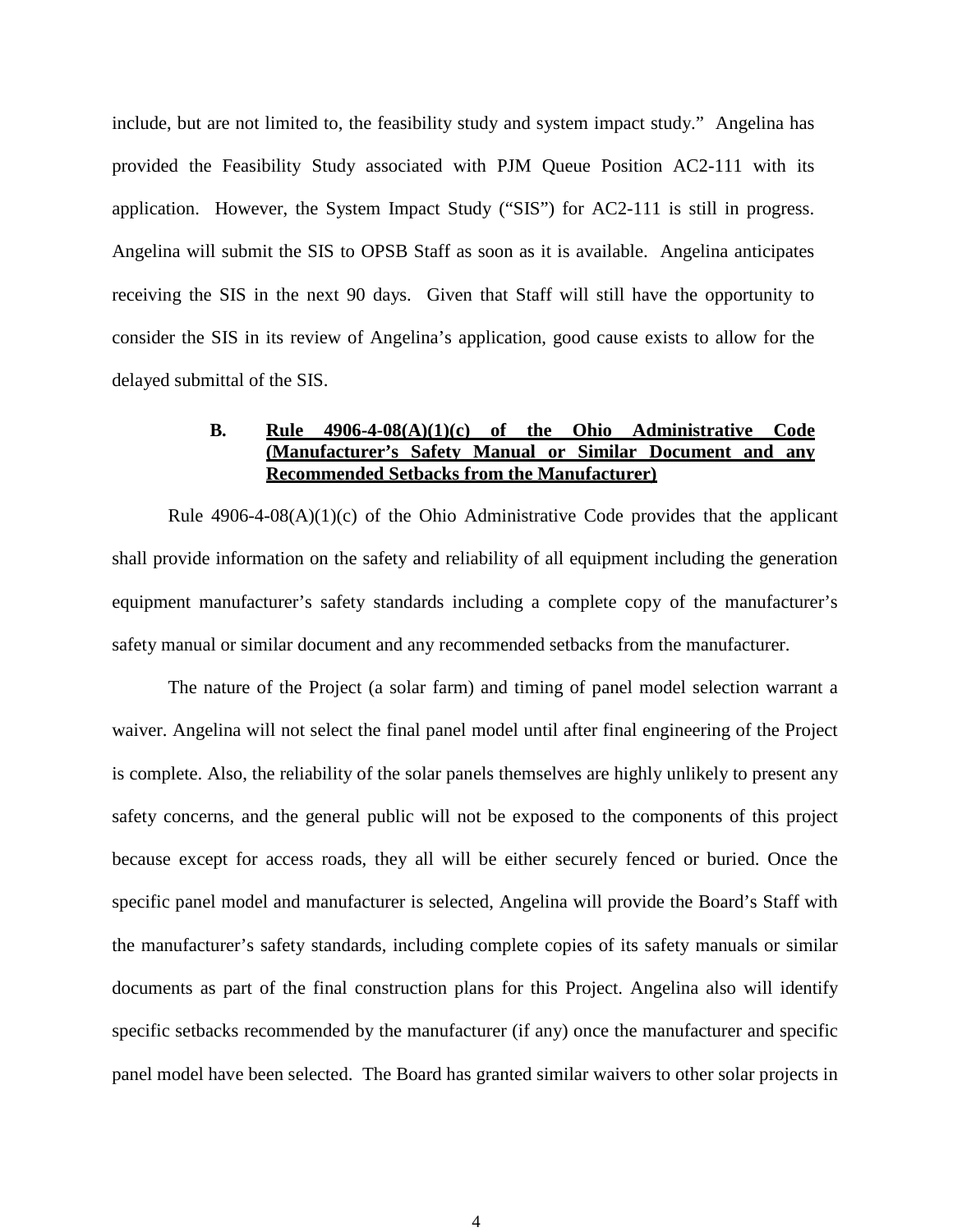include, but are not limited to, the feasibility study and system impact study." Angelina has provided the Feasibility Study associated with PJM Queue Position AC2-111 with its application. However, the System Impact Study ("SIS") for AC2-111 is still in progress. Angelina will submit the SIS to OPSB Staff as soon as it is available. Angelina anticipates receiving the SIS in the next 90 days. Given that Staff will still have the opportunity to consider the SIS in its review of Angelina's application, good cause exists to allow for the delayed submittal of the SIS.

### B. Rule 4906-4-08(A)(1)(c) of the Ohio Administrative Code (Manufacturer's Safety Manual or Similar Document and any Recommended Setbacks from the Manufacturer)

Rule 4906-4-08(A)(1)(c) of the Ohio Administrative Code provides that the applicant shall provide information on the safety and reliability of all equipment including the generation equipment manufacturer's safety standards including a complete copy of the manufacturer's safety manual or similar document and any recommended setbacks from the manufacturer.

The nature of the Project (a solar farm) and timing of panel model selection warrant a waiver. Angelina will not select the final panel model until after final engineering of the Project is complete. Also, the reliability of the solar panels themselves are highly unlikely to present any safety concerns, and the general public will not be exposed to the components of this project because except for access roads, they all will be either securely fenced or buried. Once the specific panel model and manufacturer is selected, Angelina will provide the Board's Staff with the manufacturer's safety standards, including complete copies of its safety manuals or similar documents as part of the final construction plans for this Project. Angelina also will identify specific setbacks recommended by the manufacturer (if any) once the manufacturer and specific panel model have been selected. The Board has granted similar waivers to other solar projects in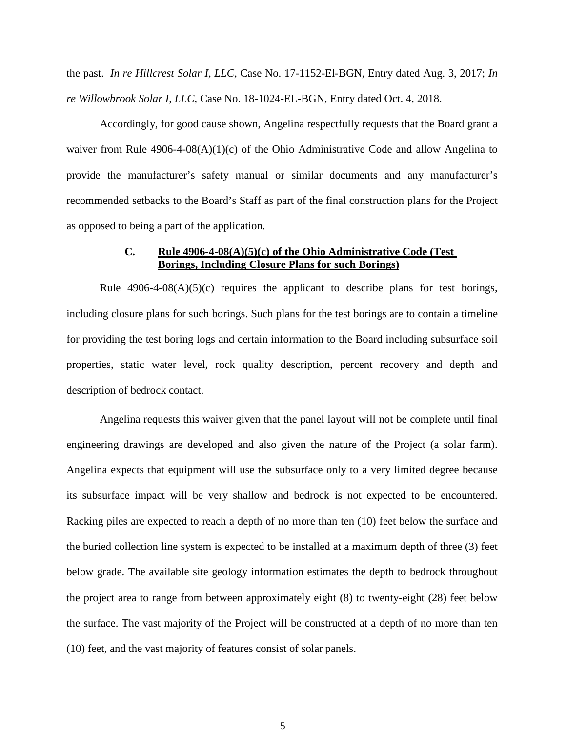the past. *In re Hillcrest Solar I, LLC*, Case No. 17-1152-El-BGN, Entry dated Aug. 3, 2017; *In re Willowbrook Solar I, LLC*, Case No. 18-1024-EL-BGN, Entry dated Oct. 4, 2018.

Accordingly, for good cause shown, Angelina respectfully requests that the Board grant a waiver from Rule 4906-4-08(A)(1)(c) of the Ohio Administrative Code and allow Angelina to provide the manufacturer's safety manual or similar documents and any manufacturer's recommended setbacks to the Board's Staff as part of the final construction plans for the Project as opposed to being a part of the application.

### C. <u>Rule 4906-4-08(A)(5)(c) of the Ohio Administrative Code (Test Borings, Including Closure Plans for such Borings)</u>

Rule 4906-4-08(A)(5)(c) requires the applicant to describe plans for test borings, including closure plans for such borings. Such plans for the test borings are to contain a timeline for providing the test boring logs and certain information to the Board including subsurface soil properties, static water level, rock quality description, percent recovery and depth and description of bedrock contact.

Angelina requests this waiver given that the panel layout will not be complete until final engineering drawings are developed and also given the nature of the Project (a solar farm). Angelina expects that equipment will use the subsurface only to a very limited degree because its subsurface impact will be very shallow and bedrock is not expected to be encountered. Racking piles are expected to reach a depth of no more than ten (10) feet below the surface and the buried collection line system is expected to be installed at a maximum depth of three (3) feet below grade. The available site geology information estimates the depth to bedrock throughout the project area to range from between approximately eight (8) to twenty-eight (28) feet below the surface. The vast majority of the Project will be constructed at a depth of no more than ten (10) feet, and the vast majority of features consist of solar panels.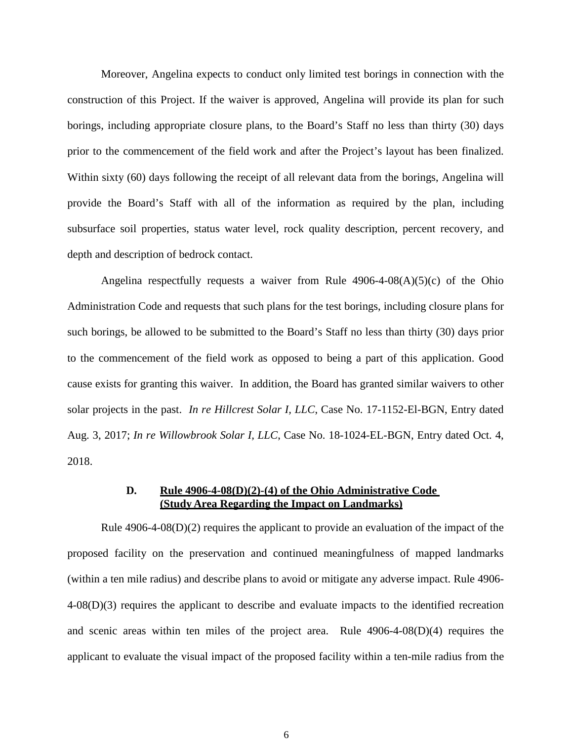Moreover, Angelina expects to conduct only limited test borings in connection with the construction of this Project. If the waiver is approved, Angelina will provide its plan for such borings, including appropriate closure plans, to the Board's Staff no less than thirty (30) days prior to the commencement of the field work and after the Project's layout has been finalized. Within sixty (60) days following the receipt of all relevant data from the borings, Angelina will provide the Board's Staff with all of the information as required by the plan, including subsurface soil properties, status water level, rock quality description, percent recovery, and depth and description of bedrock contact.

Angelina respectfully requests a waiver from Rule 4906-4-08(A)(5)(c) of the Ohio Administration Code and requests that such plans for the test borings, including closure plans for such borings, be allowed to be submitted to the Board's Staff no less than thirty (30) days prior to the commencement of the field work as opposed to being a part of this application. Good cause exists for granting this waiver. In addition, the Board has granted similar waivers to other solar projects in the past. *In re Hillcrest Solar I, LLC*, Case No. 17-1152-El-BGN, Entry dated Aug. 3, 2017; *In re Willowbrook Solar I, LLC*, Case No. 18-1024-EL-BGN, Entry dated Oct. 4, 2018.

### D. Rule 4906-4-08(D)(2)-(4) of the Ohio Administrative Code (Study Area Regarding the Impact on Landmarks)

Rule 4906-4-08(D)(2) requires the applicant to provide an evaluation of the impact of the proposed facility on the preservation and continued meaningfulness of mapped landmarks (within a ten mile radius) and describe plans to avoid or mitigate any adverse impact. Rule 4906-4-08(D)(3) requires the applicant to describe and evaluate impacts to the identified recreation and scenic areas within ten miles of the project area. Rule 4906-4-08(D)(4) requires the applicant to evaluate the visual impact of the proposed facility within a ten-mile radius from the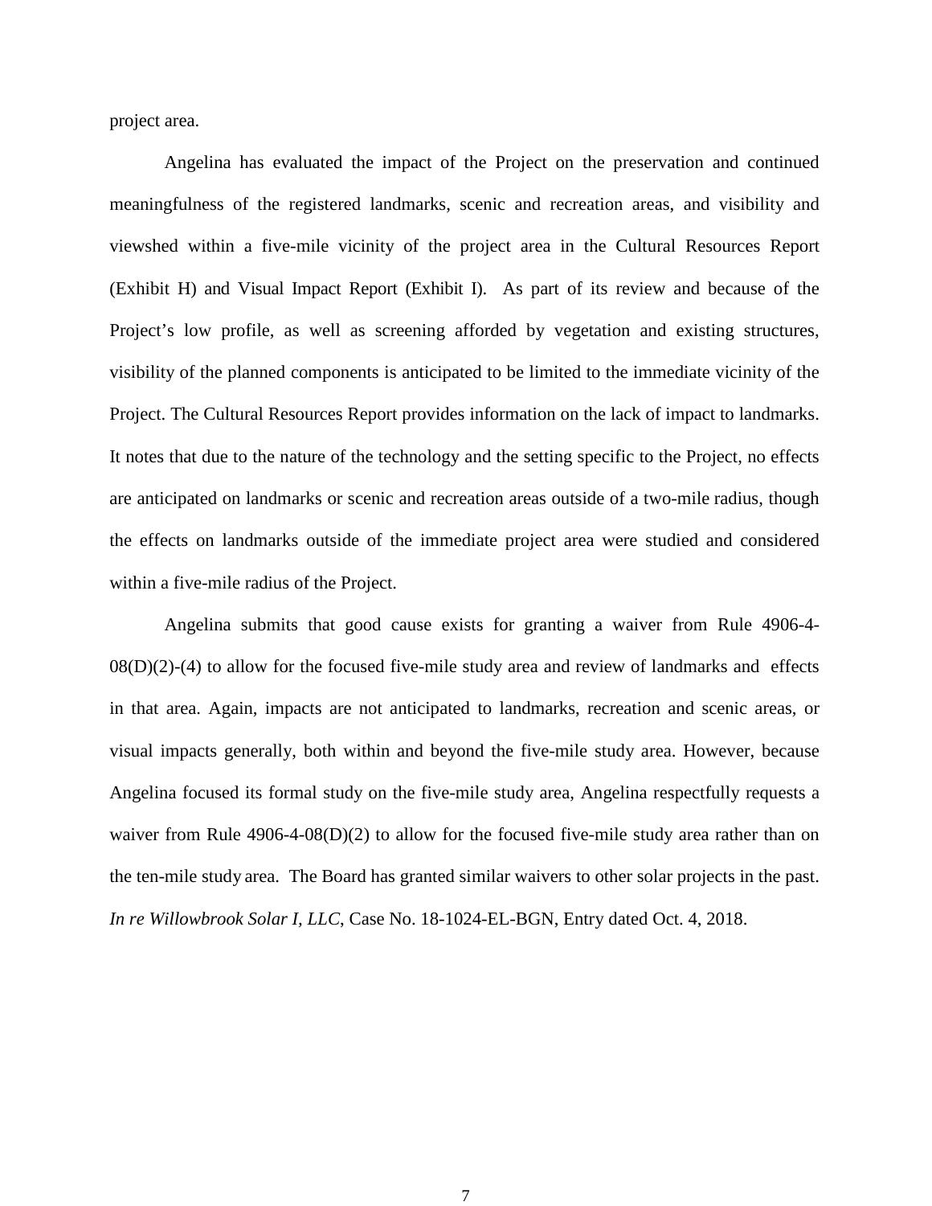project area.

Angelina has evaluated the impact of the Project on the preservation and continued meaningfulness of the registered landmarks, scenic and recreation areas, and visibility and viewshed within a five-mile vicinity of the project area in the Cultural Resources Report (Exhibit H) and Visual Impact Report (Exhibit I). As part of its review and because of the Project's low profile, as well as screening afforded by vegetation and existing structures, visibility of the planned components is anticipated to be limited to the immediate vicinity of the Project. The Cultural Resources Report provides information on the lack of impact to landmarks. It notes that due to the nature of the technology and the setting specific to the Project, no effects are anticipated on landmarks or scenic and recreation areas outside of a two-mile radius, though the effects on landmarks outside of the immediate project area were studied and considered within a five-mile radius of the Project.

Angelina submits that good cause exists for granting a waiver from Rule 4906-4-08(D)(2)-(4) to allow for the focused five-mile study area and review of landmarks and effects in that area. Again, impacts are not anticipated to landmarks, recreation and scenic areas, or visual impacts generally, both within and beyond the five-mile study area. However, because Angelina focused its formal study on the five-mile study area, Angelina respectfully requests a waiver from Rule 4906-4-08(D)(2) to allow for the focused five-mile study area rather than on the ten-mile study area. The Board has granted similar waivers to other solar projects in the past. *In re Willowbrook Solar I, LLC*, Case No. 18-1024-EL-BGN, Entry dated Oct. 4, 2018.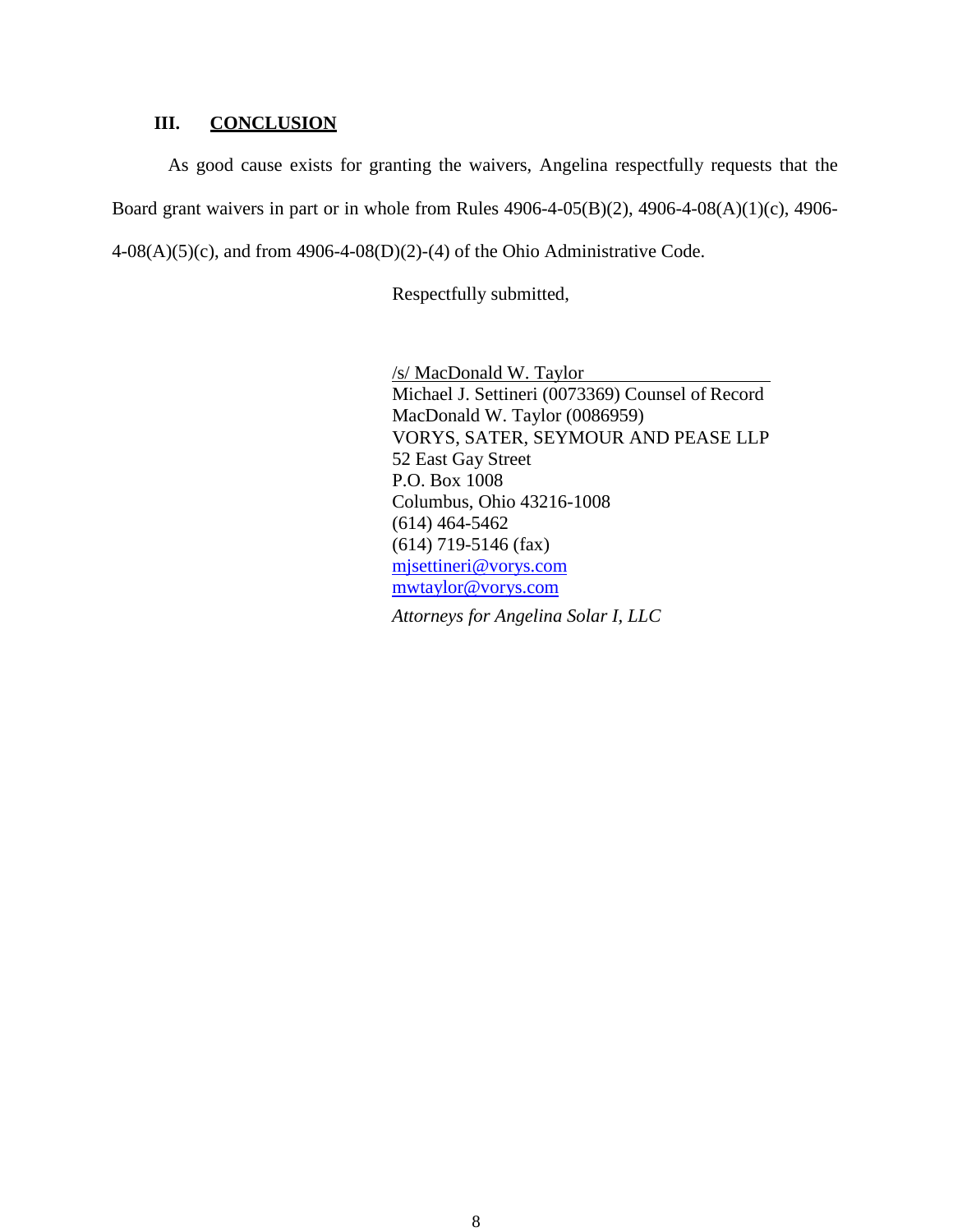## III. CONCLUSION

As good cause exists for granting the waivers, Angelina respectfully requests that the Board grant waivers in part or in whole from Rules 4906-4-05(B)(2), 4906-4-08(A)(1)(c), 4906-4-08(A)(5)(c), and from 4906-4-08(D)(2)-(4) of the Ohio Administrative Code.

Respectfully submitted,

/s/ MacDonald W. Taylor
Michael J. Settineri (0073369) Counsel of Record
MacDonald W. Taylor (0086959)
VORYS, SATER, SEYMOUR AND PEASE LLP
52 East Gay Street
P.O. Box 1008
Columbus, Ohio 43216-1008
(614) 464-5462
(614) 719-5146 (fax)
mjsettineri@vorys.com
mwtaylor@vorys.com

*Attorneys for Angelina Solar I, LLC*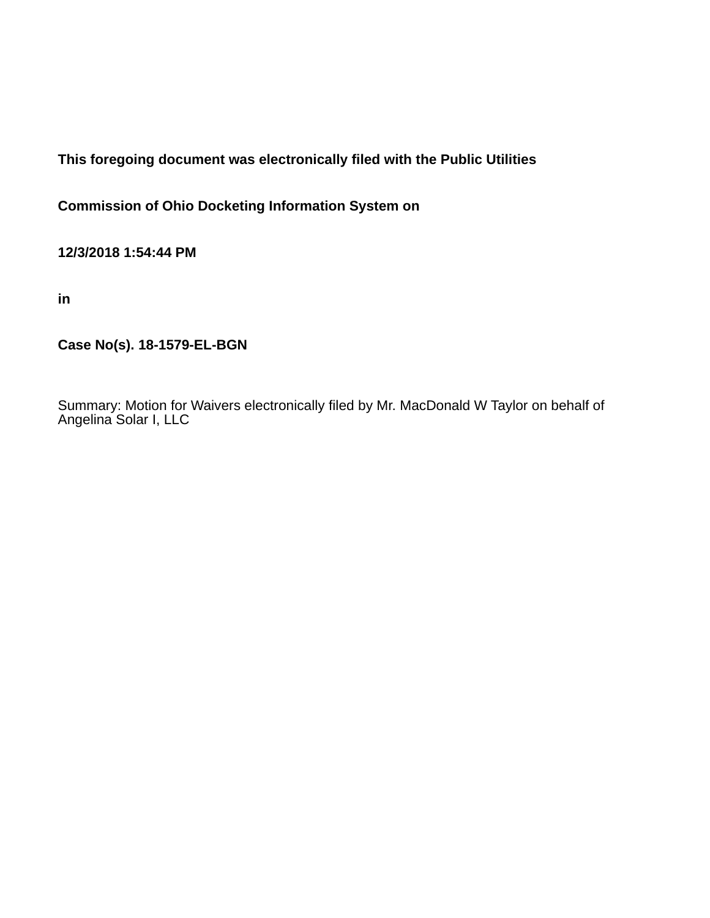**This foregoing document was electronically filed with the Public Utilities**

**Commission of Ohio Docketing Information System on**

**12/3/2018 1:54:44 PM**

**in**

**Case No(s). 18-1579-EL-BGN**

Summary: Motion for Waivers electronically filed by Mr. MacDonald W Taylor on behalf of Angelina Solar I, LLC